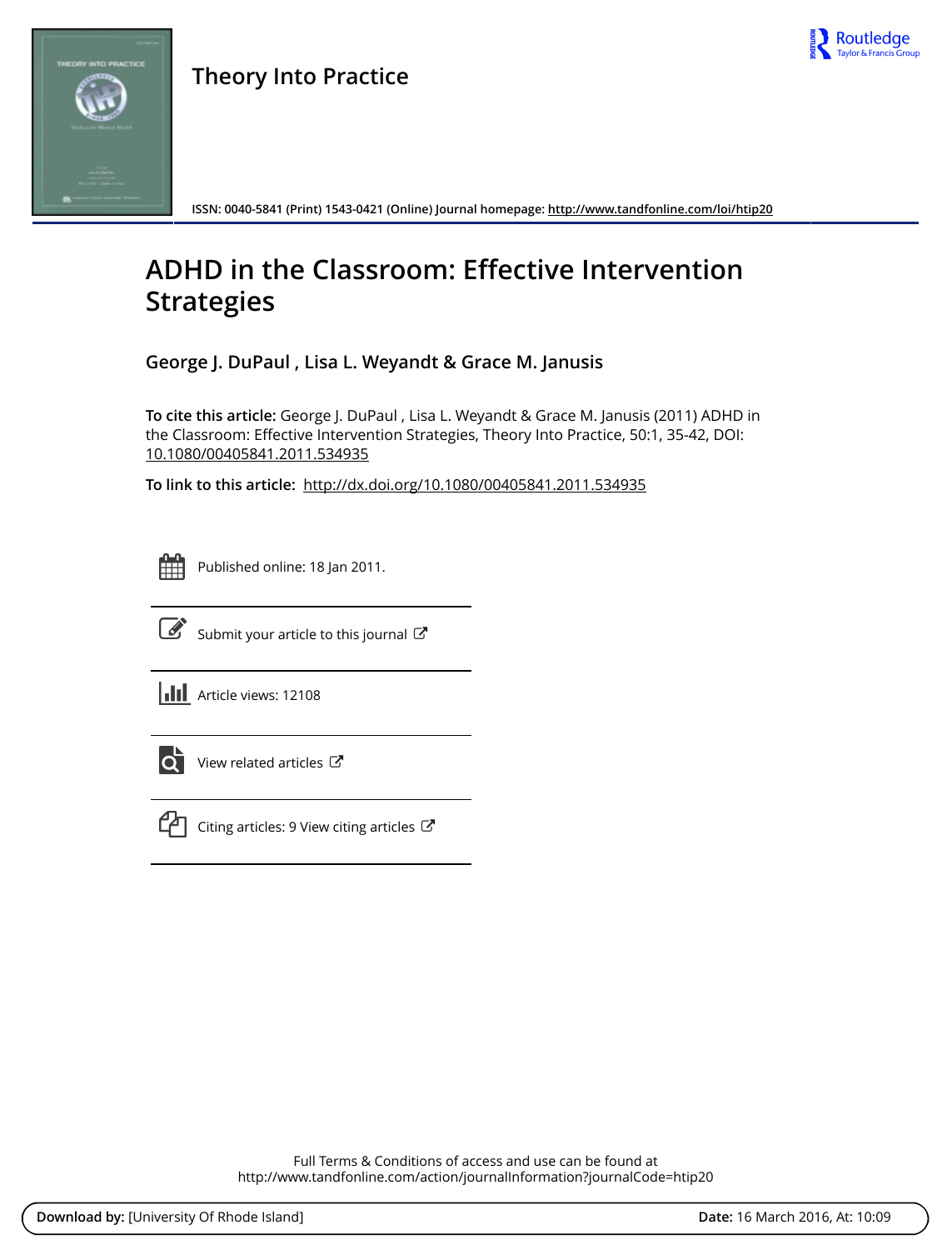Theory Into Practice

ISSN: 0040-5841 (Print) 1543-0421 (Online) Journal homepage: http://www.tandfonline.com/loi/htip20

# ADHD in the Classroom: Effective Intervention Strategies

**George J. DuPaul , Lisa L. Weyandt & Grace M. Janusis**

**To cite this article:** George J. DuPaul , Lisa L. Weyandt & Grace M. Janusis (2011) ADHD in the Classroom: Effective Intervention Strategies, Theory Into Practice, 50:1, 35-42, DOI: 10.1080/00405841.2011.534935

**To link to this article:** http://dx.doi.org/10.1080/00405841.2011.534935

Published online: 18 Jan 2011.

Submit your article to this journal

Article views: 12108

View related articles

Citing articles: 9 View citing articles

Full Terms & Conditions of access and use can be found at
http://www.tandfonline.com/action/journalInformation?journalCode=htip20

**Download by:** [University Of Rhode Island] **Date:** 16 March 2016, At: 10:09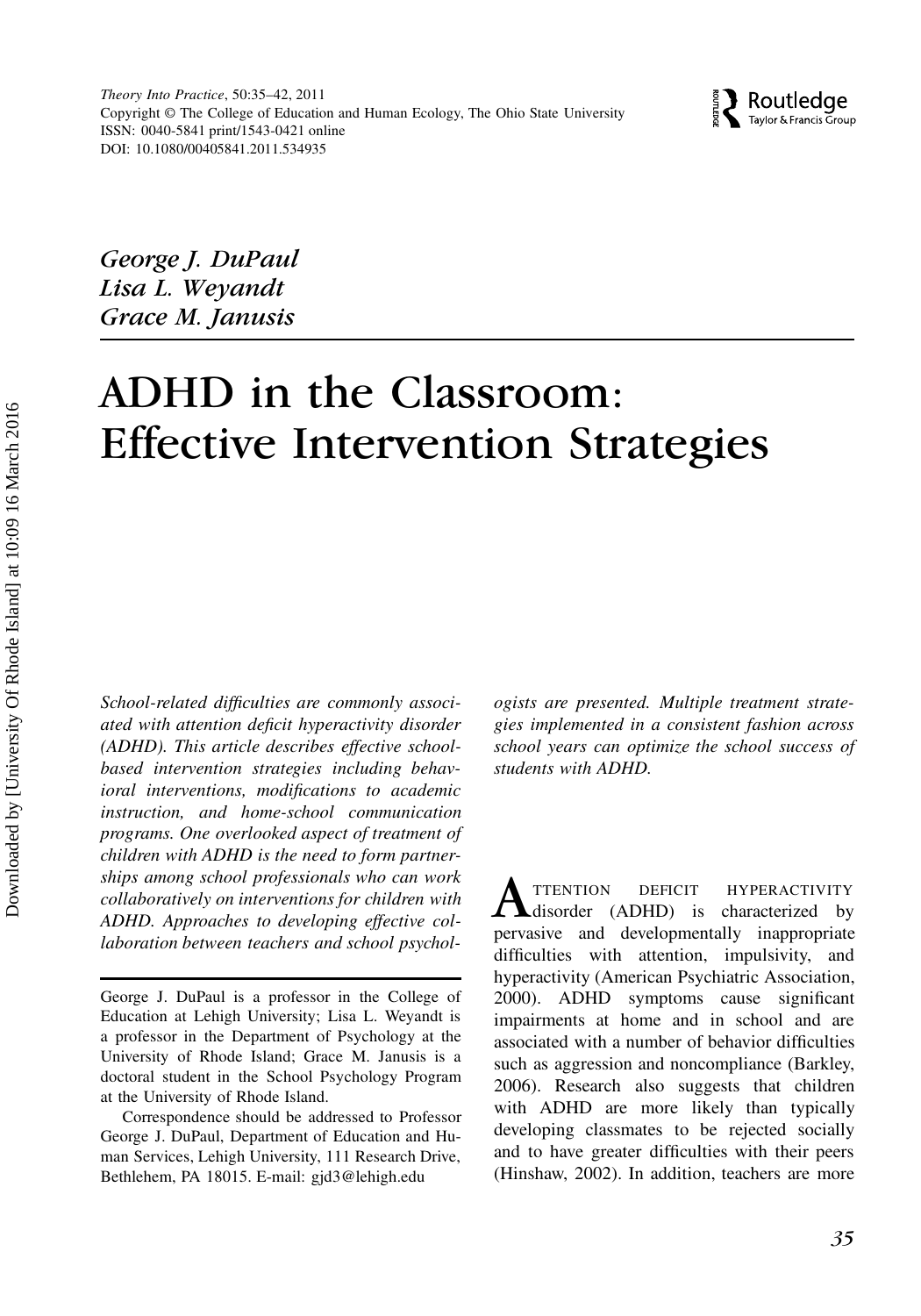George J. DuPaul
Lisa L. Weyandt
Grace M. Janusis

# ADHD in the Classroom: Effective Intervention Strategies

*School-related difficulties are commonly associated with attention deficit hyperactivity disorder (ADHD). This article describes effective school-based intervention strategies including behavioral interventions, modifications to academic instruction, and home-school communication programs. One overlooked aspect of treatment of children with ADHD is the need to form partnerships among school professionals who can work collaboratively on interventions for children with ADHD. Approaches to developing effective collaboration between teachers and school psychologists are presented. Multiple treatment strategies implemented in a consistent fashion across school years can optimize the school success of students with ADHD.*

George J. DuPaul is a professor in the College of Education at Lehigh University; Lisa L. Weyandt is a professor in the Department of Psychology at the University of Rhode Island; Grace M. Janusis is a doctoral student in the School Psychology Program at the University of Rhode Island.

Correspondence should be addressed to Professor George J. DuPaul, Department of Education and Human Services, Lehigh University, 111 Research Drive, Bethlehem, PA 18015. E-mail: gjd3@lehigh.edu

ATTENTION DEFICIT HYPERACTIVITY disorder (ADHD) is characterized by pervasive and developmentally inappropriate difficulties with attention, impulsivity, and hyperactivity (American Psychiatric Association, 2000). ADHD symptoms cause significant impairments at home and in school and are associated with a number of behavior difficulties such as aggression and noncompliance (Barkley, 2006). Research also suggests that children with ADHD are more likely than typically developing classmates to be rejected socially and to have greater difficulties with their peers (Hinshaw, 2002). In addition, teachers are more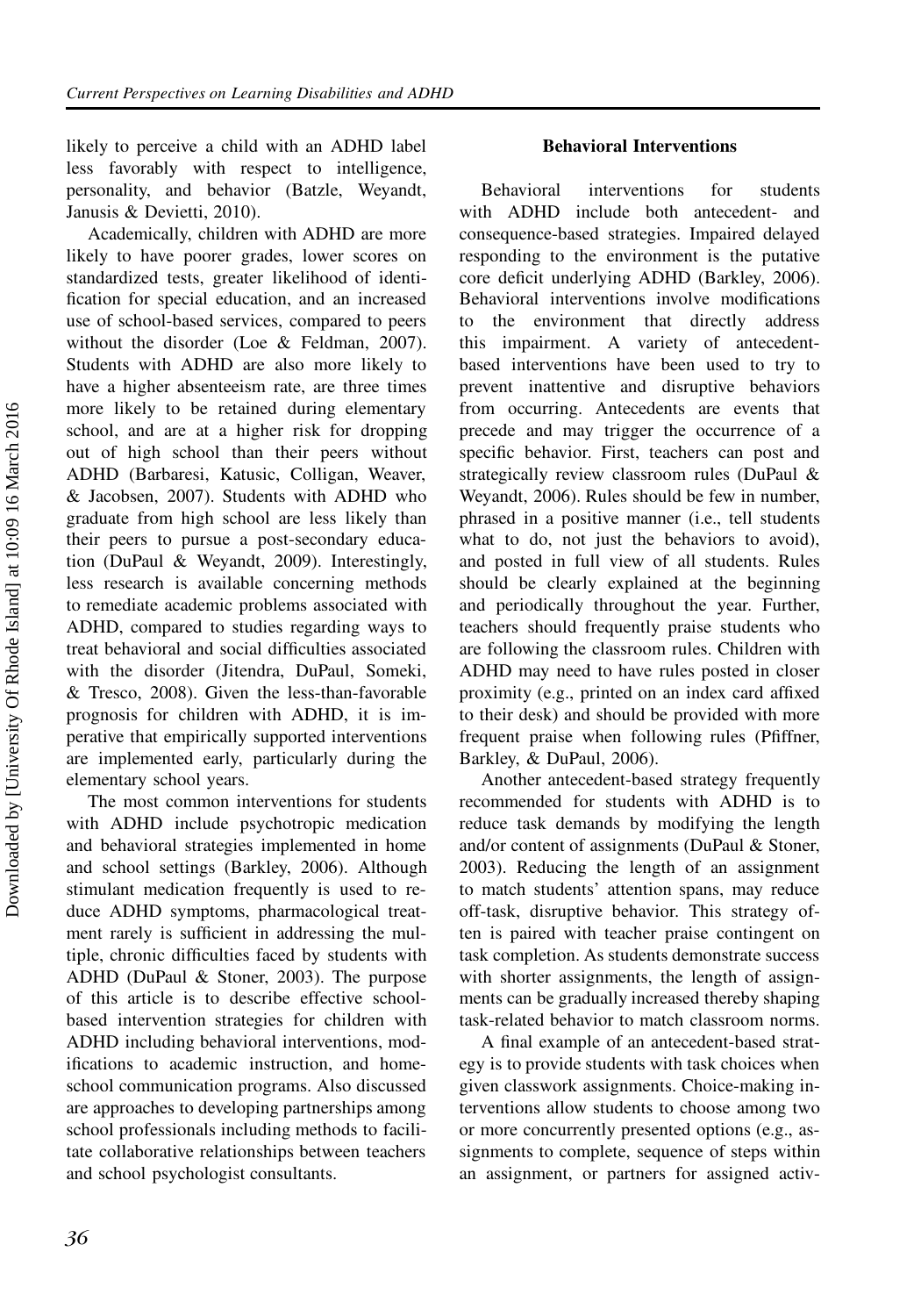likely to perceive a child with an ADHD label less favorably with respect to intelligence, personality, and behavior (Batzle, Weyandt, Janusis & Devietti, 2010).

Academically, children with ADHD are more likely to have poorer grades, lower scores on standardized tests, greater likelihood of identification for special education, and an increased use of school-based services, compared to peers without the disorder (Loe & Feldman, 2007). Students with ADHD are also more likely to have a higher absenteeism rate, are three times more likely to be retained during elementary school, and are at a higher risk for dropping out of high school than their peers without ADHD (Barbaresi, Katusic, Colligan, Weaver, & Jacobsen, 2007). Students with ADHD who graduate from high school are less likely than their peers to pursue a post-secondary education (DuPaul & Weyandt, 2009). Interestingly, less research is available concerning methods to remediate academic problems associated with ADHD, compared to studies regarding ways to treat behavioral and social difficulties associated with the disorder (Jitendra, DuPaul, Someki, & Tresco, 2008). Given the less-than-favorable prognosis for children with ADHD, it is imperative that empirically supported interventions are implemented early, particularly during the elementary school years.

The most common interventions for students with ADHD include psychotropic medication and behavioral strategies implemented in home and school settings (Barkley, 2006). Although stimulant medication frequently is used to reduce ADHD symptoms, pharmacological treatment rarely is sufficient in addressing the multiple, chronic difficulties faced by students with ADHD (DuPaul & Stoner, 2003). The purpose of this article is to describe effective school-based intervention strategies for children with ADHD including behavioral interventions, modifications to academic instruction, and home-school communication programs. Also discussed are approaches to developing partnerships among school professionals including methods to facilitate collaborative relationships between teachers and school psychologist consultants.

## Behavioral Interventions

Behavioral interventions for students with ADHD include both antecedent- and consequence-based strategies. Impaired delayed responding to the environment is the putative core deficit underlying ADHD (Barkley, 2006). Behavioral interventions involve modifications to the environment that directly address this impairment. A variety of antecedent-based interventions have been used to try to prevent inattentive and disruptive behaviors from occurring. Antecedents are events that precede and may trigger the occurrence of a specific behavior. First, teachers can post and strategically review classroom rules (DuPaul & Weyandt, 2006). Rules should be few in number, phrased in a positive manner (i.e., tell students what to do, not just the behaviors to avoid), and posted in full view of all students. Rules should be clearly explained at the beginning and periodically throughout the year. Further, teachers should frequently praise students who are following the classroom rules. Children with ADHD may need to have rules posted in closer proximity (e.g., printed on an index card affixed to their desk) and should be provided with more frequent praise when following rules (Pfiffner, Barkley, & DuPaul, 2006).

Another antecedent-based strategy frequently recommended for students with ADHD is to reduce task demands by modifying the length and/or content of assignments (DuPaul & Stoner, 2003). Reducing the length of an assignment to match students' attention spans, may reduce off-task, disruptive behavior. This strategy often is paired with teacher praise contingent on task completion. As students demonstrate success with shorter assignments, the length of assignments can be gradually increased thereby shaping task-related behavior to match classroom norms.

A final example of an antecedent-based strategy is to provide students with task choices when given classwork assignments. Choice-making interventions allow students to choose among two or more concurrently presented options (e.g., assignments to complete, sequence of steps within an assignment, or partners for assigned activ-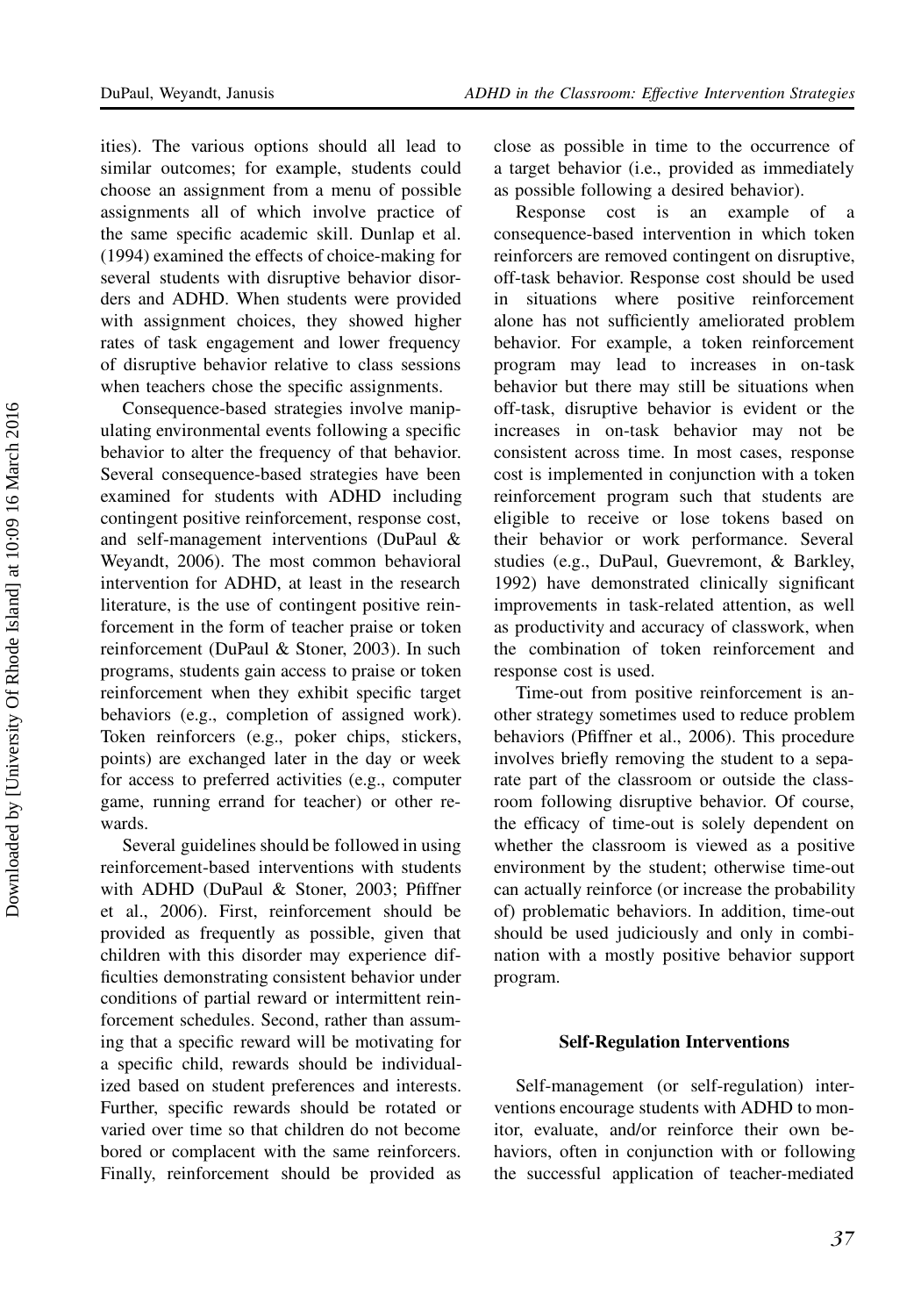ities). The various options should all lead to similar outcomes; for example, students could choose an assignment from a menu of possible assignments all of which involve practice of the same specific academic skill. Dunlap et al. (1994) examined the effects of choice-making for several students with disruptive behavior disorders and ADHD. When students were provided with assignment choices, they showed higher rates of task engagement and lower frequency of disruptive behavior relative to class sessions when teachers chose the specific assignments.

Consequence-based strategies involve manipulating environmental events following a specific behavior to alter the frequency of that behavior. Several consequence-based strategies have been examined for students with ADHD including contingent positive reinforcement, response cost, and self-management interventions (DuPaul & Weyandt, 2006). The most common behavioral intervention for ADHD, at least in the research literature, is the use of contingent positive reinforcement in the form of teacher praise or token reinforcement (DuPaul & Stoner, 2003). In such programs, students gain access to praise or token reinforcement when they exhibit specific target behaviors (e.g., completion of assigned work). Token reinforcers (e.g., poker chips, stickers, points) are exchanged later in the day or week for access to preferred activities (e.g., computer game, running errand for teacher) or other rewards.

Several guidelines should be followed in using reinforcement-based interventions with students with ADHD (DuPaul & Stoner, 2003; Pfiffner et al., 2006). First, reinforcement should be provided as frequently as possible, given that children with this disorder may experience difficulties demonstrating consistent behavior under conditions of partial reward or intermittent reinforcement schedules. Second, rather than assuming that a specific reward will be motivating for a specific child, rewards should be individualized based on student preferences and interests. Further, specific rewards should be rotated or varied over time so that children do not become bored or complacent with the same reinforcers. Finally, reinforcement should be provided as close as possible in time to the occurrence of a target behavior (i.e., provided as immediately as possible following a desired behavior).

Response cost is an example of a consequence-based intervention in which token reinforcers are removed contingent on disruptive, off-task behavior. Response cost should be used in situations where positive reinforcement alone has not sufficiently ameliorated problem behavior. For example, a token reinforcement program may lead to increases in on-task behavior but there may still be situations when off-task, disruptive behavior is evident or the increases in on-task behavior may not be consistent across time. In most cases, response cost is implemented in conjunction with a token reinforcement program such that students are eligible to receive or lose tokens based on their behavior or work performance. Several studies (e.g., DuPaul, Guevremont, & Barkley, 1992) have demonstrated clinically significant improvements in task-related attention, as well as productivity and accuracy of classwork, when the combination of token reinforcement and response cost is used.

Time-out from positive reinforcement is another strategy sometimes used to reduce problem behaviors (Pfiffner et al., 2006). This procedure involves briefly removing the student to a separate part of the classroom or outside the classroom following disruptive behavior. Of course, the efficacy of time-out is solely dependent on whether the classroom is viewed as a positive environment by the student; otherwise time-out can actually reinforce (or increase the probability of) problematic behaviors. In addition, time-out should be used judiciously and only in combination with a mostly positive behavior support program.

### Self-Regulation Interventions

Self-management (or self-regulation) interventions encourage students with ADHD to monitor, evaluate, and/or reinforce their own behaviors, often in conjunction with or following the successful application of teacher-mediated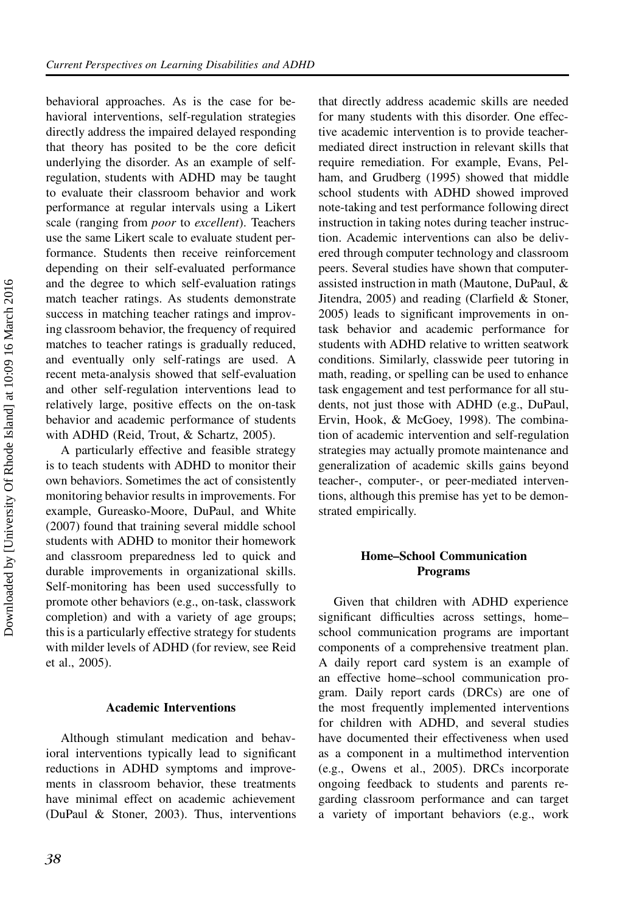behavioral approaches. As is the case for behavioral interventions, self-regulation strategies directly address the impaired delayed responding that theory has posited to be the core deficit underlying the disorder. As an example of self-regulation, students with ADHD may be taught to evaluate their classroom behavior and work performance at regular intervals using a Likert scale (ranging from *poor* to *excellent*). Teachers use the same Likert scale to evaluate student performance. Students then receive reinforcement depending on their self-evaluated performance and the degree to which self-evaluation ratings match teacher ratings. As students demonstrate success in matching teacher ratings and improving classroom behavior, the frequency of required matches to teacher ratings is gradually reduced, and eventually only self-ratings are used. A recent meta-analysis showed that self-evaluation and other self-regulation interventions lead to relatively large, positive effects on the on-task behavior and academic performance of students with ADHD (Reid, Trout, & Schartz, 2005).

A particularly effective and feasible strategy is to teach students with ADHD to monitor their own behaviors. Sometimes the act of consistently monitoring behavior results in improvements. For example, Gureasko-Moore, DuPaul, and White (2007) found that training several middle school students with ADHD to monitor their homework and classroom preparedness led to quick and durable improvements in organizational skills. Self-monitoring has been used successfully to promote other behaviors (e.g., on-task, classwork completion) and with a variety of age groups; this is a particularly effective strategy for students with milder levels of ADHD (for review, see Reid et al., 2005).

### Academic Interventions

Although stimulant medication and behavioral interventions typically lead to significant reductions in ADHD symptoms and improvements in classroom behavior, these treatments have minimal effect on academic achievement (DuPaul & Stoner, 2003). Thus, interventions that directly address academic skills are needed for many students with this disorder. One effective academic intervention is to provide teacher-mediated direct instruction in relevant skills that require remediation. For example, Evans, Pelham, and Grudberg (1995) showed that middle school students with ADHD showed improved note-taking and test performance following direct instruction in taking notes during teacher instruction. Academic interventions can also be delivered through computer technology and classroom peers. Several studies have shown that computer-assisted instruction in math (Mautone, DuPaul, & Jitendra, 2005) and reading (Clarfield & Stoner, 2005) leads to significant improvements in on-task behavior and academic performance for students with ADHD relative to written seatwork conditions. Similarly, classwide peer tutoring in math, reading, or spelling can be used to enhance task engagement and test performance for all students, not just those with ADHD (e.g., DuPaul, Ervin, Hook, & McGoey, 1998). The combination of academic intervention and self-regulation strategies may actually promote maintenance and generalization of academic skills gains beyond teacher-, computer-, or peer-mediated interventions, although this premise has yet to be demonstrated empirically.

### Home–School Communication Programs

Given that children with ADHD experience significant difficulties across settings, home–school communication programs are important components of a comprehensive treatment plan. A daily report card system is an example of an effective home–school communication program. Daily report cards (DRCs) are one of the most frequently implemented interventions for children with ADHD, and several studies have documented their effectiveness when used as a component in a multimethod intervention (e.g., Owens et al., 2005). DRCs incorporate ongoing feedback to students and parents regarding classroom performance and can target a variety of important behaviors (e.g., work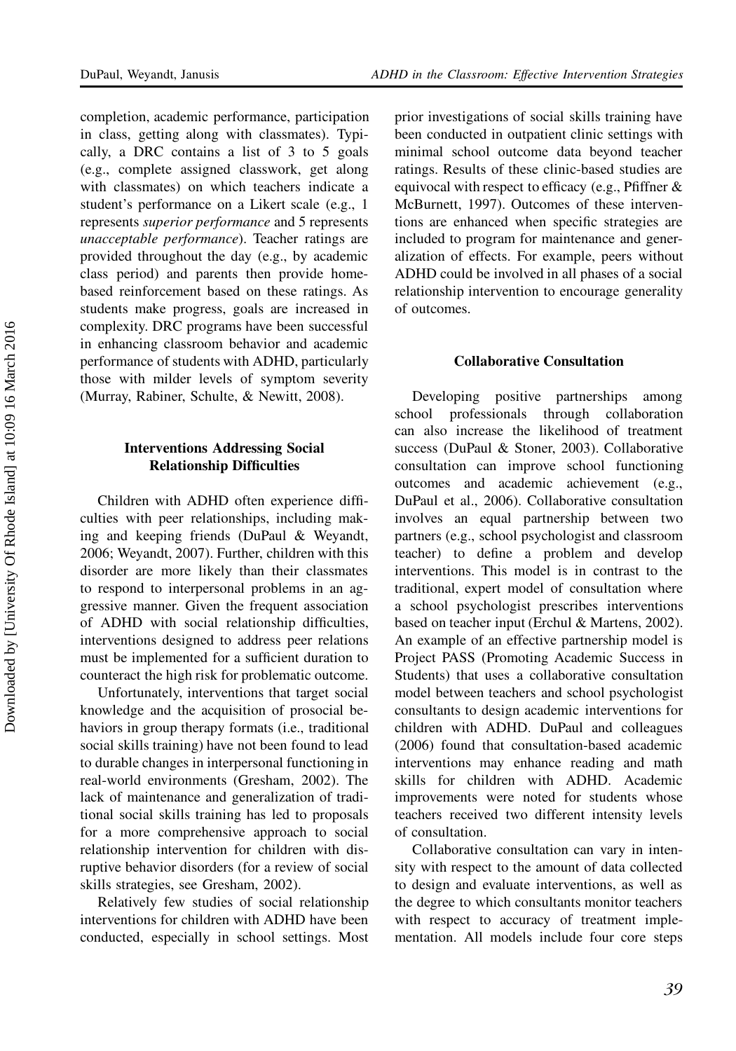completion, academic performance, participation in class, getting along with classmates). Typically, a DRC contains a list of 3 to 5 goals (e.g., complete assigned classwork, get along with classmates) on which teachers indicate a student's performance on a Likert scale (e.g., 1 represents *superior performance* and 5 represents *unacceptable performance*). Teacher ratings are provided throughout the day (e.g., by academic class period) and parents then provide home-based reinforcement based on these ratings. As students make progress, goals are increased in complexity. DRC programs have been successful in enhancing classroom behavior and academic performance of students with ADHD, particularly those with milder levels of symptom severity (Murray, Rabiner, Schulte, & Newitt, 2008).

### Interventions Addressing Social Relationship Difficulties

Children with ADHD often experience difficulties with peer relationships, including making and keeping friends (DuPaul & Weyandt, 2006; Weyandt, 2007). Further, children with this disorder are more likely than their classmates to respond to interpersonal problems in an aggressive manner. Given the frequent association of ADHD with social relationship difficulties, interventions designed to address peer relations must be implemented for a sufficient duration to counteract the high risk for problematic outcome.

Unfortunately, interventions that target social knowledge and the acquisition of prosocial behaviors in group therapy formats (i.e., traditional social skills training) have not been found to lead to durable changes in interpersonal functioning in real-world environments (Gresham, 2002). The lack of maintenance and generalization of traditional social skills training has led to proposals for a more comprehensive approach to social relationship intervention for children with disruptive behavior disorders (for a review of social skills strategies, see Gresham, 2002).

Relatively few studies of social relationship interventions for children with ADHD have been conducted, especially in school settings. Most prior investigations of social skills training have been conducted in outpatient clinic settings with minimal school outcome data beyond teacher ratings. Results of these clinic-based studies are equivocal with respect to efficacy (e.g., Pfiffner & McBurnett, 1997). Outcomes of these interventions are enhanced when specific strategies are included to program for maintenance and generalization of effects. For example, peers without ADHD could be involved in all phases of a social relationship intervention to encourage generality of outcomes.

### Collaborative Consultation

Developing positive partnerships among school professionals through collaboration can also increase the likelihood of treatment success (DuPaul & Stoner, 2003). Collaborative consultation can improve school functioning outcomes and academic achievement (e.g., DuPaul et al., 2006). Collaborative consultation involves an equal partnership between two partners (e.g., school psychologist and classroom teacher) to define a problem and develop interventions. This model is in contrast to the traditional, expert model of consultation where a school psychologist prescribes interventions based on teacher input (Erchul & Martens, 2002). An example of an effective partnership model is Project PASS (Promoting Academic Success in Students) that uses a collaborative consultation model between teachers and school psychologist consultants to design academic interventions for children with ADHD. DuPaul and colleagues (2006) found that consultation-based academic interventions may enhance reading and math skills for children with ADHD. Academic improvements were noted for students whose teachers received two different intensity levels of consultation.

Collaborative consultation can vary in intensity with respect to the amount of data collected to design and evaluate interventions, as well as the degree to which consultants monitor teachers with respect to accuracy of treatment implementation. All models include four core steps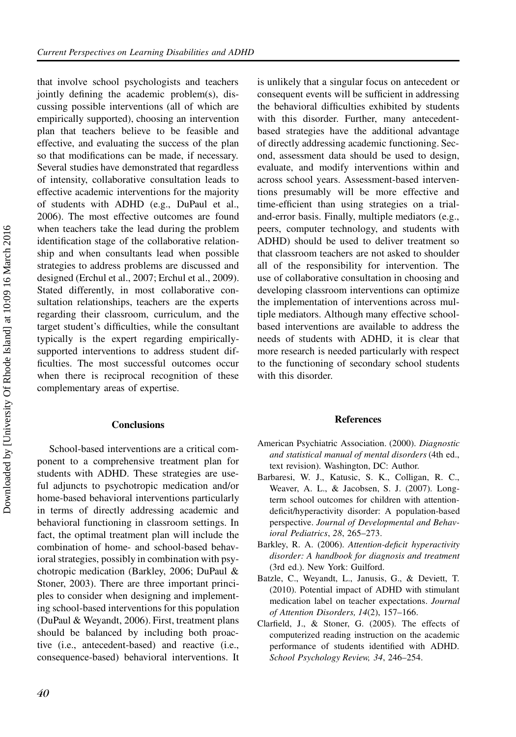that involve school psychologists and teachers jointly defining the academic problem(s), discussing possible interventions (all of which are empirically supported), choosing an intervention plan that teachers believe to be feasible and effective, and evaluating the success of the plan so that modifications can be made, if necessary. Several studies have demonstrated that regardless of intensity, collaborative consultation leads to effective academic interventions for the majority of students with ADHD (e.g., DuPaul et al., 2006). The most effective outcomes are found when teachers take the lead during the problem identification stage of the collaborative relationship and when consultants lead when possible strategies to address problems are discussed and designed (Erchul et al., 2007; Erchul et al., 2009). Stated differently, in most collaborative consultation relationships, teachers are the experts regarding their classroom, curriculum, and the target student's difficulties, while the consultant typically is the expert regarding empirically-supported interventions to address student difficulties. The most successful outcomes occur when there is reciprocal recognition of these complementary areas of expertise.

## Conclusions

School-based interventions are a critical component to a comprehensive treatment plan for students with ADHD. These strategies are useful adjuncts to psychotropic medication and/or home-based behavioral interventions particularly in terms of directly addressing academic and behavioral functioning in classroom settings. In fact, the optimal treatment plan will include the combination of home- and school-based behavioral strategies, possibly in combination with psychotropic medication (Barkley, 2006; DuPaul & Stoner, 2003). There are three important principles to consider when designing and implementing school-based interventions for this population (DuPaul & Weyandt, 2006). First, treatment plans should be balanced by including both proactive (i.e., antecedent-based) and reactive (i.e., consequence-based) behavioral interventions. It is unlikely that a singular focus on antecedent or consequent events will be sufficient in addressing the behavioral difficulties exhibited by students with this disorder. Further, many antecedent-based strategies have the additional advantage of directly addressing academic functioning. Second, assessment data should be used to design, evaluate, and modify interventions within and across school years. Assessment-based interventions presumably will be more effective and time-efficient than using strategies on a trial-and-error basis. Finally, multiple mediators (e.g., peers, computer technology, and students with ADHD) should be used to deliver treatment so that classroom teachers are not asked to shoulder all of the responsibility for intervention. The use of collaborative consultation in choosing and developing classroom interventions can optimize the implementation of interventions across multiple mediators. Although many effective school-based interventions are available to address the needs of students with ADHD, it is clear that more research is needed particularly with respect to the functioning of secondary school students with this disorder.

## References

American Psychiatric Association. (2000). *Diagnostic and statistical manual of mental disorders* (4th ed., text revision). Washington, DC: Author.

Barbaresi, W. J., Katusic, S. K., Colligan, R. C., Weaver, A. L., & Jacobsen, S. J. (2007). Long-term school outcomes for children with attention-deficit/hyperactivity disorder: A population-based perspective. *Journal of Developmental and Behavioral Pediatrics*, *28*, 265–273.

Barkley, R. A. (2006). *Attention-deficit hyperactivity disorder: A handbook for diagnosis and treatment* (3rd ed.). New York: Guilford.

Batzle, C., Weyandt, L., Janusis, G., & Deviett, T. (2010). Potential impact of ADHD with stimulant medication label on teacher expectations. *Journal of Attention Disorders, 14*(2), 157–166.

Clarfield, J., & Stoner, G. (2005). The effects of computerized reading instruction on the academic performance of students identified with ADHD. *School Psychology Review, 34*, 246–254.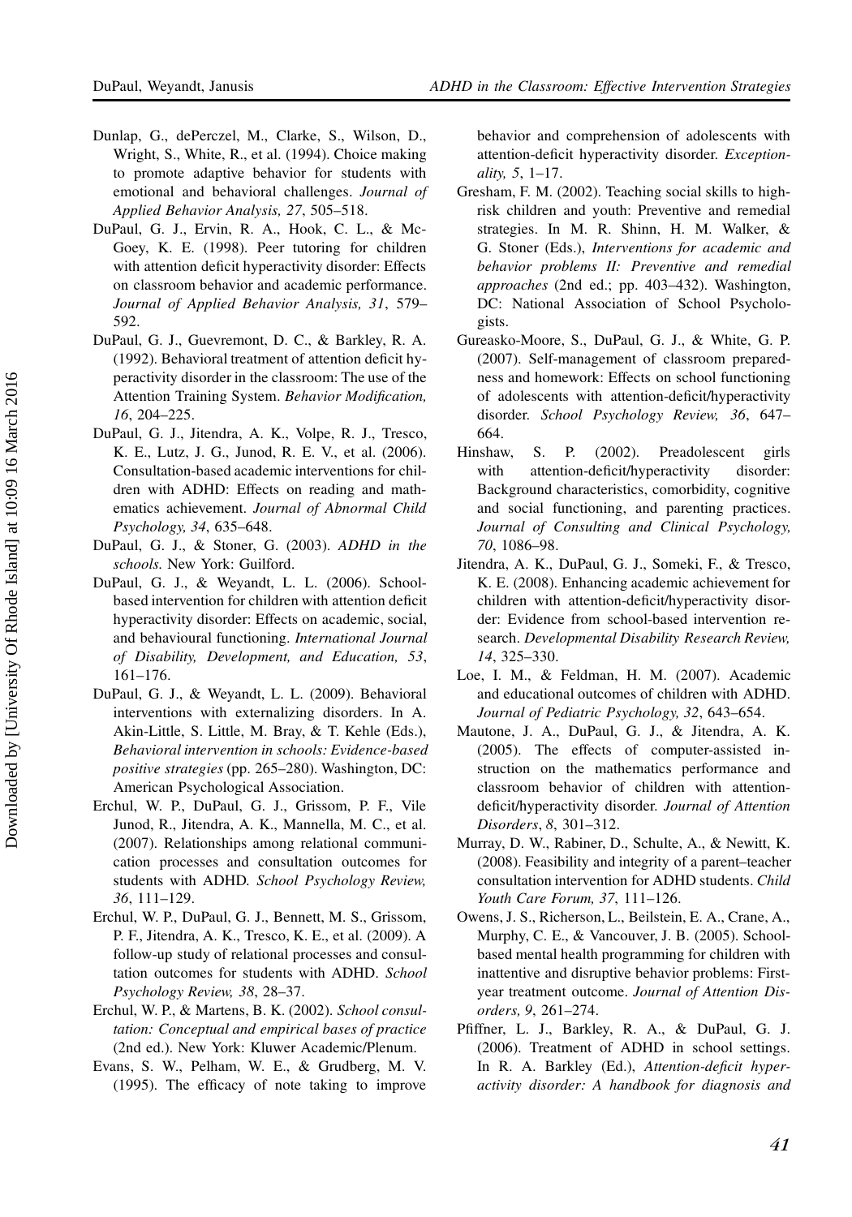Dunlap, G., dePerczel, M., Clarke, S., Wilson, D., Wright, S., White, R., et al. (1994). Choice making to promote adaptive behavior for students with emotional and behavioral challenges. *Journal of Applied Behavior Analysis, 27*, 505–518.

DuPaul, G. J., Ervin, R. A., Hook, C. L., & McGoey, K. E. (1998). Peer tutoring for children with attention deficit hyperactivity disorder: Effects on classroom behavior and academic performance. *Journal of Applied Behavior Analysis, 31*, 579–592.

DuPaul, G. J., Guevremont, D. C., & Barkley, R. A. (1992). Behavioral treatment of attention deficit hyperactivity disorder in the classroom: The use of the Attention Training System. *Behavior Modification, 16*, 204–225.

DuPaul, G. J., Jitendra, A. K., Volpe, R. J., Tresco, K. E., Lutz, J. G., Junod, R. E. V., et al. (2006). Consultation-based academic interventions for children with ADHD: Effects on reading and mathematics achievement. *Journal of Abnormal Child Psychology, 34*, 635–648.

DuPaul, G. J., & Stoner, G. (2003). *ADHD in the schools.* New York: Guilford.

DuPaul, G. J., & Weyandt, L. L. (2006). School-based intervention for children with attention deficit hyperactivity disorder: Effects on academic, social, and behavioural functioning. *International Journal of Disability, Development, and Education, 53*, 161–176.

DuPaul, G. J., & Weyandt, L. L. (2009). Behavioral interventions with externalizing disorders. In A. Akin-Little, S. Little, M. Bray, & T. Kehle (Eds.), *Behavioral intervention in schools: Evidence-based positive strategies* (pp. 265–280). Washington, DC: American Psychological Association.

Erchul, W. P., DuPaul, G. J., Grissom, P. F., Vile Junod, R., Jitendra, A. K., Mannella, M. C., et al. (2007). Relationships among relational communication processes and consultation outcomes for students with ADHD. *School Psychology Review, 36*, 111–129.

Erchul, W. P., DuPaul, G. J., Bennett, M. S., Grissom, P. F., Jitendra, A. K., Tresco, K. E., et al. (2009). A follow-up study of relational processes and consultation outcomes for students with ADHD. *School Psychology Review, 38*, 28–37.

Erchul, W. P., & Martens, B. K. (2002). *School consultation: Conceptual and empirical bases of practice* (2nd ed.). New York: Kluwer Academic/Plenum.

Evans, S. W., Pelham, W. E., & Grudberg, M. V. (1995). The efficacy of note taking to improve behavior and comprehension of adolescents with attention-deficit hyperactivity disorder. *Exceptionality, 5*, 1–17.

Gresham, F. M. (2002). Teaching social skills to high-risk children and youth: Preventive and remedial strategies. In M. R. Shinn, H. M. Walker, & G. Stoner (Eds.), *Interventions for academic and behavior problems II: Preventive and remedial approaches* (2nd ed.; pp. 403–432). Washington, DC: National Association of School Psychologists.

Gureasko-Moore, S., DuPaul, G. J., & White, G. P. (2007). Self-management of classroom preparedness and homework: Effects on school functioning of adolescents with attention-deficit/hyperactivity disorder. *School Psychology Review, 36*, 647–664.

Hinshaw, S. P. (2002). Preadolescent girls with attention-deficit/hyperactivity disorder: Background characteristics, comorbidity, cognitive and social functioning, and parenting practices. *Journal of Consulting and Clinical Psychology, 70*, 1086–98.

Jitendra, A. K., DuPaul, G. J., Someki, F., & Tresco, K. E. (2008). Enhancing academic achievement for children with attention-deficit/hyperactivity disorder: Evidence from school-based intervention research. *Developmental Disability Research Review, 14*, 325–330.

Loe, I. M., & Feldman, H. M. (2007). Academic and educational outcomes of children with ADHD. *Journal of Pediatric Psychology, 32*, 643–654.

Mautone, J. A., DuPaul, G. J., & Jitendra, A. K. (2005). The effects of computer-assisted instruction on the mathematics performance and classroom behavior of children with attention-deficit/hyperactivity disorder. *Journal of Attention Disorders, 8*, 301–312.

Murray, D. W., Rabiner, D., Schulte, A., & Newitt, K. (2008). Feasibility and integrity of a parent–teacher consultation intervention for ADHD students. *Child Youth Care Forum, 37*, 111–126.

Owens, J. S., Richerson, L., Beilstein, E. A., Crane, A., Murphy, C. E., & Vancouver, J. B. (2005). School-based mental health programming for children with inattentive and disruptive behavior problems: First-year treatment outcome. *Journal of Attention Disorders, 9*, 261–274.

Pfiffner, L. J., Barkley, R. A., & DuPaul, G. J. (2006). Treatment of ADHD in school settings. In R. A. Barkley (Ed.), *Attention-deficit hyperactivity disorder: A handbook for diagnosis and*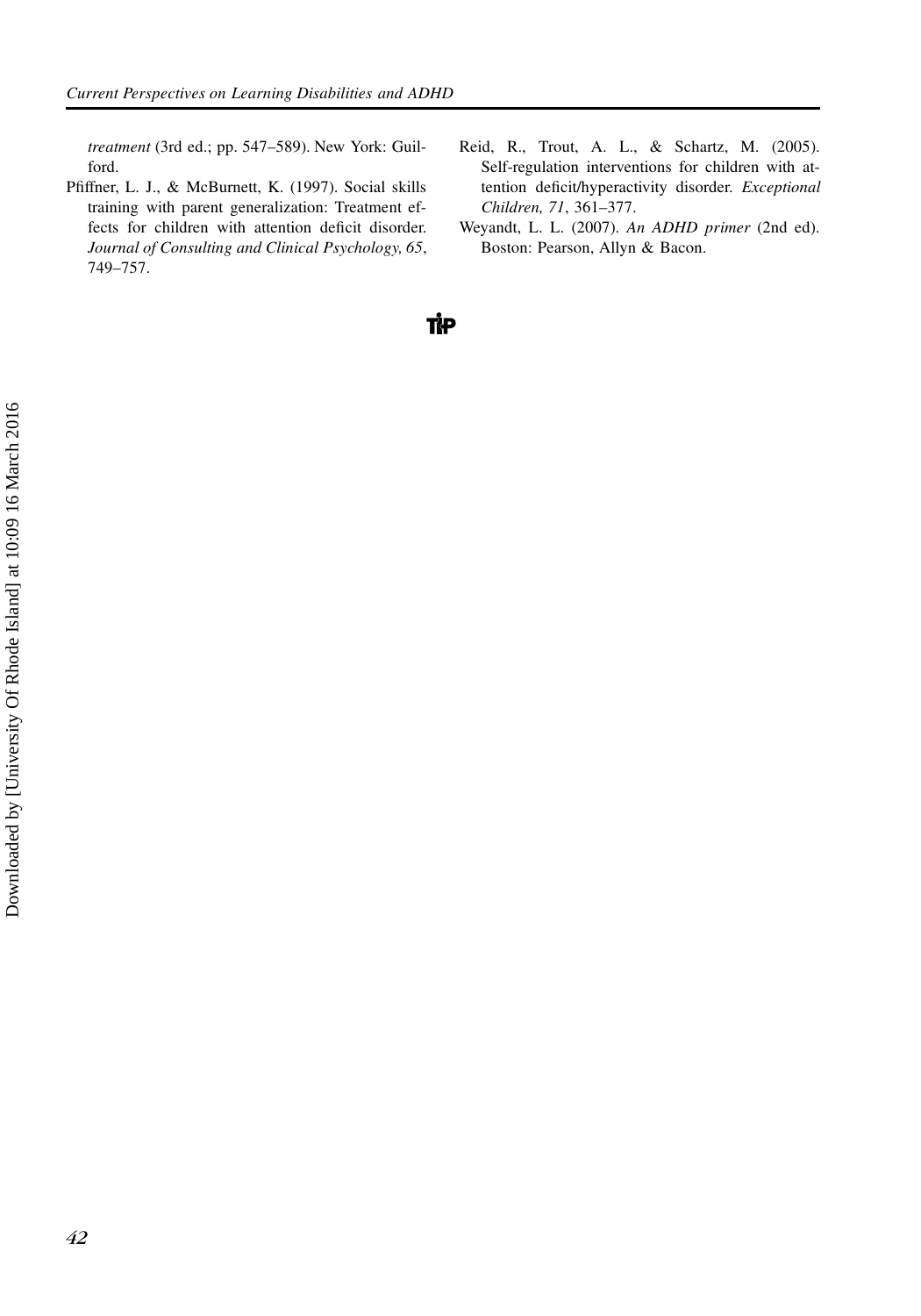*treatment* (3rd ed.; pp. 547–589). New York: Guilford.

Pfiffner, L. J., & McBurnett, K. (1997). Social skills training with parent generalization: Treatment effects for children with attention deficit disorder. *Journal of Consulting and Clinical Psychology, 65*, 749–757.

Reid, R., Trout, A. L., & Schartz, M. (2005). Self-regulation interventions for children with attention deficit/hyperactivity disorder. *Exceptional Children, 71*, 361–377.

Weyandt, L. L. (2007). *An ADHD primer* (2nd ed). Boston: Pearson, Allyn & Bacon.